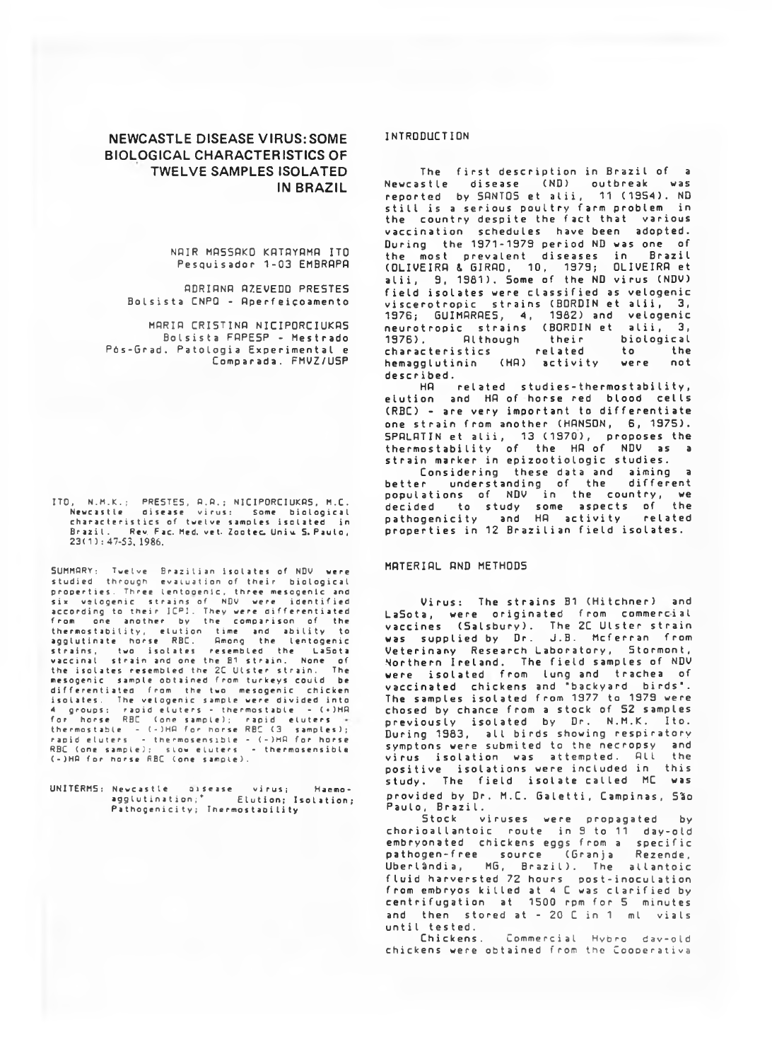# NEWCASTLE DISEASE VIRUS: SOME BIOLOGICAL CHARACTERISTICS OF TWELVE SAMPLES ISOLATED IN BRAZIL

NAIR MASSAKO KATAYAMA ITO
Pesquisador 1-03 EMBRAPA

ADRIANA AZEVEDO PRESTES
Bolsista CNPQ - Aperfeiçoamento

MARIA CRISTINA NICIPORCIUKAS
Bolsista FAPESP - Mestrado
Pós-Grad. Patologia Experimental e Comparada. FMVZ/USP

ITO, N.M.K.; PRESTES, A.A.; NICIPORCIUKAS, M.C. Newcastle disease virus: some biological characteristics of twelve samples isolated in Brazil. Rev Fac. Med. vet. Zootec. Univ. S. Paulo, 23(1): 47-53, 1986.

SUMMARY: Twelve Brazilian isolates of NDV were studied through evaluation of their biological properties. Three lentogenic, three mesogenic and six velogenic strains of NDV were identified according to their ICPI. They were differentiated from one another by the comparison of the thermostability, elution time and ability to agglutinate horse RBC. Among the lentogenic strains, two isolates resembled the LaSota vaccinal strain and one the B1 strain. None of the isolates resembled the 2C Ulster strain. The mesogenic sample obtained from turkeys could be differentiated from the two mesogenic chicken isolates. The velogenic sample were divided into 4 groups: rapid eluters - thermostable - (+)HA for horse RBC (one sample); rapid eluters - thermostable - (-)HA for horse RBC (3 samples); rapid eluters - thermosensible - (-)HA for horse RBC (one sample); slow eluters - thermosensible (-)HA for horse RBC (one sample).

UNITERMS: Newcastle disease virus; Haemo-agglutination; Elution; Isolation; Pathogenicity; Thermostability

## INTRODUCTION

The first description in Brazil of a Newcastle disease (ND) outbreak was reported by SANTOS et alii, 11 (1954). ND still is a serious poultry farm problem in the country despite the fact that various vaccination schedules have been adopted. During the 1971-1979 period ND was one of the most prevalent diseases in Brazil (OLIVEIRA & GIRAO, 10, 1979; OLIVEIRA et alii, 9, 1981). Some of the ND virus (NDV) field isolates were classified as velogenic viscerotropic strains (BORDIN et alii, 3, 1976; GUIMARAES, 4, 1982) and velogenic neurotropic strains (BORDIN et alii, 3, 1976). Although their biological characteristics related to the hemagglutinin (HA) activity were not described.

HA related studies-thermostability, elution and HA of horse red blood cells (RBC) - are very important to differentiate one strain from another (HANSON, 6, 1975). SPALATIN et alii, 13 (1970), proposes the thermostability of the HA of NDV as a strain marker in epizootiologic studies.

Considering these data and aiming a better understanding of the different populations of NDV in the country, we decided to study some aspects of the pathogenicity and HA activity related properties in 12 Brazilian field isolates.

## MATERIAL AND METHODS

Virus: The strains B1 (Hitchner) and LaSota, were originated from commercial vaccines (Salsbury). The 2C Ulster strain was supplied by Dr. J.B. Mcferran from Veterinary Research Laboratory, Stormont, Northern Ireland. The field samples of NDV were isolated from lung and trachea of vaccinated chickens and "backyard birds". The samples isolated from 1977 to 1979 were chosed by chance from a stock of 52 samples previously isolated by Dr. N.M.K. Ito. During 1983, all birds showing respiratory symptons were submited to the necropsy and virus isolation was attempted. All the positive isolations were included in this study. The field isolate called MC was provided by Dr. M.C. Galetti, Campinas, São Paulo, Brazil.

Stock viruses were propagated by chorioallantoic route in 9 to 11 day-old embryonated chickens eggs from a specific pathogen-free source (Granja Rezende, Uberlândia, MG, Brazil). The allantoic fluid harversted 72 hours post-inoculation from embryos killed at 4 C was clarified by centrifugation at 1500 rpm for 5 minutes and then stored at - 20 C in 1 ml vials until tested.

Chickens. Commercial Hybro day-old chickens were obtained from the Cooperativa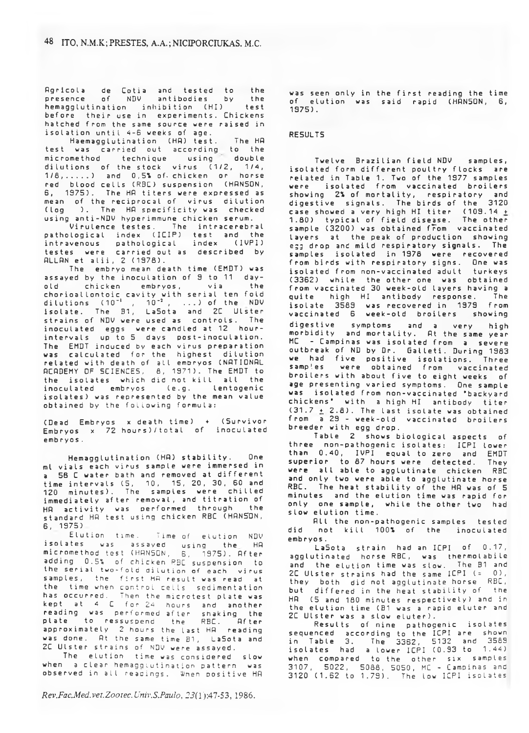Agricola de Cotia and tested to the presence of NDV antibodies by the hemagglutination inhibition (HI) test before their use in experiments. Chickens hatched from the same source were raised in isolation until 4-6 weeks of age.

Haemagglutination (HA) test. The HA test was carried out according to the micromethod technique using double dilutions of the stock virus (1/2, 1/4, 1/8,.....) and 0,5% of chicken or horse red blood cells (RBC) suspension (HANSON, 6, 1975). The HA titers were expressed as mean of the reciprocal of virus dilution (log ). The HA specificity was checked using anti-NDV hyperimmune chicken serum.

Virulence testes. The intracerebral pathological index (ICIP) test and the intravenous pathological index (IVPI) testes were carried out as described by ALLAN et alii, 2 (1978).

The embryo mean death time (EMDT) was assayed by the inoculation of 9 to 11 day-old chicken embryos, via the chorioallontoic cavity with serial ten fold dilutions ($10^{-1}$, $10^{-2}$, ...) of the NDV isolate. The B1, LaSota and 2C Ulster strains of NDV were used as controls. The inoculated eggs were candled at 12 hour-intervals up to 5 days post-inoculation. The EMDT induced by each virus preparation was calculated for the highest dilution related with death of all embryos (NATIONAL ACADEMY OF SCIENCES, 8, 1971). The EMDT to the isolates which did not kill all the inoculated embryos (e.g. lentogenic isolates) was represented by the mean value obtained by the following formula:

(Dead Embryos x death time) + (Survivor Embryos x 72 hours)/total of inoculated embryos.

Hemagglutination (HA) stability. One ml vials each virus sample were immersed in a 56 C water bath and removed at different time intervals (5, 10, 15, 20, 30, 60 and 120 minutes). The samples were chilled immediately after removal, and titration of HA activity was performed through the standard HA test using chicken RBC (HANSON, 6, 1975)

Elution time. Time of elution NDV isolates was assayed using the HA micromethod test (HANSON, 6, 1975). After adding 0.5% of chicken RBC suspension to the serial two-fold dilution of each virus samples, the first HA result was read at the time when control cells sedimentation has occurred. Then the microtest plate was kept at 4 C for 24 hours and another reading was performed after shaking the plate to ressuspend the RBC. After approximately 2 hours the last HA reading was done. At the same time B1, LaSota and 2C Ulster strains of NDV were assayed.

The elution time was considered slow when a clear hemagglutination pattern was observed in all readings. When positive HA was seen only in the first reading the time of elution was said rapid (HANSON, 6, 1975).

## RESULTS

Twelve Brazilian field NDV samples, isolated form different poultry flocks are related in Table 1. Two of the 1977 samples were isolated from vaccinated broilers showing 2% of mortality, respiratory and digestive signals. The birds of the 3120 case showed a very high HI titer (109.14 ± 1.80) typical of field disease. The other sample (3200) was obtained from vaccinated layers at the peak of production showing egg drop and mild respiratory signals. The samples isolated in 1978 were recovered from birds with respiratory signs. One was isolated from non-vaccinated adult turkeys (3362) while the other one was obtained from vaccinated 30 week-old layers having a quite high HI antibody response. The isolate 3589 was recovered in 1979 from vaccinated 6 week-old broilers showing digestive symptoms and a very high morbidity and mortality. At the same year MC - Campinas was isolated from a severe outbreak of ND by Dr. Galleti. During 1983 we had five positive isolations. Three samples were obtained from vaccinated broilers with about five to eight weeks of age presenting varied symptoms. One sample was isolated from non-vaccinated "backyard chickens" with a high HI antibody titer (31.7 ± 2.8). The last isolate was obtained from a 29 - week-old vaccinated broilers breeder with egg drop.

Table 2 shows biological aspects of three non-pathogenic isolates: ICPI lower than 0.40, IVPI equal to zero and EMDT superior to 87 hours were detected. They were all able to agglutinate chicken RBC and only two were able to agglutinate horse RBC. The heat stability of the HA was of 5 minutes and the elution time was rapid for only one sample, while the other two had slow elution time.

All the non-pathogenic samples tested did not kill 100% of the inoculated embryos.

LaSota strain had an ICPI of 0.17, agglutinated horse RBC, was thermolabile and the elution time was slow. The B1 and 2C Ulster strains had the same ICPI (= 0), they both did not agglutinate horse RBC, but differed in the heat stability of the HA (5 and 180 minutes respectively) and in the elution time (B1 was a rapid eluter and 2C Ulster was a slow eluter).

Results of nine pathogenic isolates sequenced according to the ICPI are shown in Table 3. The 3362, 5132 and 3589 isolates had a lower ICPI (0.93 to 1.44) when compared to the other six samples 3107, 5022, 5088, 5050, MC - Campinas and 3120 (1.62 to 1.79). The low ICPI isolates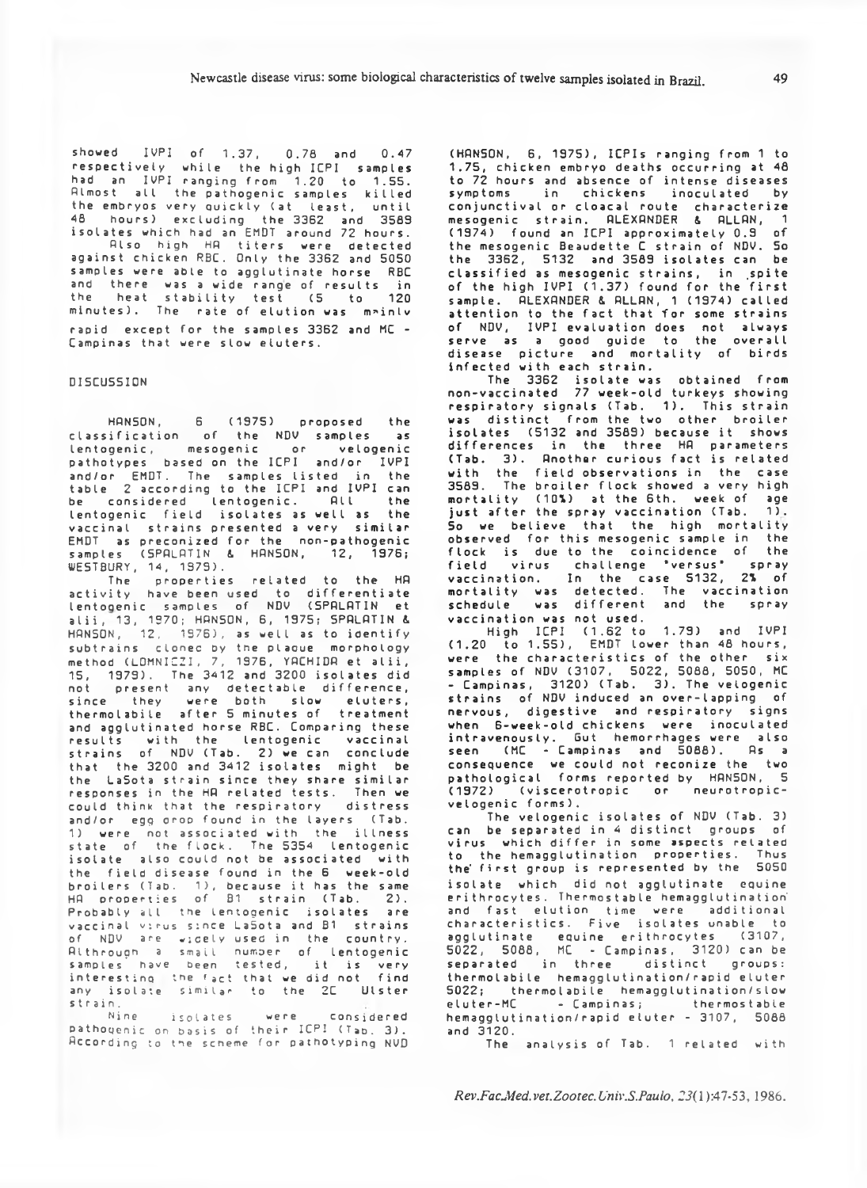showed IVPI of 1.37, 0.78 and 0.47 respectively while the high ICPI samples had an IVPI ranging from 1.20 to 1.55. Almost all the pathogenic samples killed the embryos very quickly (at least, until 48 hours) excluding the 3362 and 3589 isolates which had an EMDT around 72 hours.

Also high HA titers were detected against chicken RBC. Only the 3362 and 5050 samples were able to agglutinate horse RBC and there was a wide range of results in the heat stability test (5 to 120 minutes). The rate of elution was mainly rapid except for the samples 3362 and MC - Campinas that were slow eluters.

## DISCUSSION

HANSON, 6 (1975) proposed the classification of the NDV samples as lentogenic, mesogenic or velogenic pathotypes based on the ICPI and/or IVPI and/or EMDT. The samples listed in the table 2 according to the ICPI and IVPI can be considered lentogenic. All the lentogenic field isolates as well as the vaccinal strains presented a very similar EMDT as preconized for the non-pathogenic samples (SPALATIN & HANSON, 12, 1976; WESTBURY, 14, 1979).

The properties related to the HA activity have been used to differentiate lentogenic samples of NDV (SPALATIN et alii, 13, 1970; HANSON, 6, 1975; SPALATIN & HANSON, 12, 1976), as well as to identify subtrains cloned by the plaque morphology method (LOMNICZI, 7, 1976, YACHIDA et alii, 15, 1979). The 3412 and 3200 isolates did not present any detectable difference, since they were both slow eluters, thermolabile after 5 minutes of treatment and agglutinated horse RBC. Comparing these results with the lentogenic vaccinal strains of NDV (Tab. 2) we can conclude that the 3200 and 3412 isolates might be the LaSota strain since they share similar responses in the HA related tests. Then we could think that the respiratory distress and/or egg drop found in the layers (Tab. 1) were not associated with the illness state of the flock. The 5354 lentogenic isolate also could not be associated with the field disease found in the 6 week-old broilers (Tab. 1), because it has the same HA properties of B1 strain (Tab. 2). Probably all the lentogenic isolates are vaccinal virus since LaSota and B1 strains of NDV are widely used in the country. Although a small number of lentogenic samples have been tested, it is very interesting the fact that we did not find any isolate similar to the 2C Ulster strain.

Nine isolates were considered pathogenic on basis of their ICPI (Tab. 3). According to the scheme for pathotyping NVD (HANSON, 6, 1975), ICPIs ranging from 1 to 1.75, chicken embryo deaths occurring at 48 to 72 hours and absence of intense diseases symptoms in chickens inoculated by conjunctival or cloacal route characterize mesogenic strain. ALEXANDER & ALLAN, 1 (1974) found an ICPI approximately 0.9 of the mesogenic Beaudette C strain of NDV. So the 3362, 5132 and 3589 isolates can be classified as mesogenic strains, in spite of the high IVPI (1.37) found for the first sample. ALEXANDER & ALLAN, 1 (1974) called attention to the fact that for some strains of NDV, IVPI evaluation does not always serve as a good guide to the overall disease picture and mortality of birds infected with each strain.

The 3362 isolate was obtained from non-vaccinated 77 week-old turkeys showing respiratory signals (Tab. 1). This strain was distinct from the two other broiler isolates (5132 and 3589) because it shows differences in the three HA parameters (Tab. 3). Another curious fact is related with the field observations in the case 3589. The broiler flock showed a very high mortality (10%) at the 6th. week of age just after the spray vaccination (Tab. 1). So we believe that the high mortality observed for this mesogenic sample in the flock is due to the coincidence of the field virus challenge "versus" spray vaccination. In the case 5132, 2% of mortality was detected. The vaccination schedule was different and the spray vaccination was not used.

High ICPI (1.62 to 1.79) and IVPI (1.20 to 1.55), EMDT lower than 48 hours, were the characteristics of the other six samples of NDV (3107, 5022, 5088, 5050, MC - Campinas, 3120) (Tab. 3). The velogenic strains of NDV induced an over-lapping of nervous, digestive and respiratory signs when 6-week-old chickens were inoculated intravenously. Gut hemorrhages were also seen (MC - Campinas and 5088). As a consequence we could not reconize the two pathological forms reported by HANSON, 5 (1972) (viscerotropic or neurotropic-velogenic forms).

The velogenic isolates of NDV (Tab. 3) can be separated in 4 distinct groups of virus which differ in some aspects related to the hemagglutination properties. Thus the first group is represented by the 5050 isolate which did not agglutinate equine erithrocytes. Thermostable hemagglutination and fast elution time were additional characteristics. Five isolates unable to agglutinate equine erithrocytes (3107, 5022, 5088, MC - Campinas, 3120) can be separated in three distinct groups: thermolabile hemagglutination/rapid eluter 5022; thermolabile hemagglutination/slow eluter-MC - Campinas; thermostable hemagglutination/rapid eluter - 3107, 5088 and 3120.

The analysis of Tab. 1 related with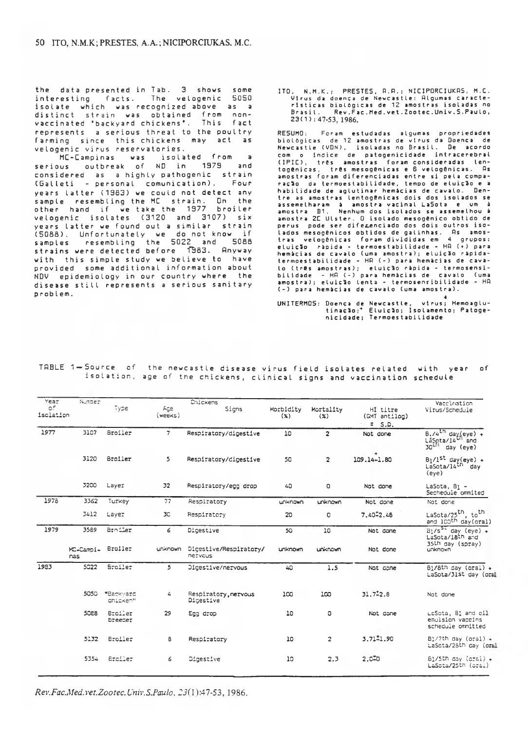the data presented in Tab. 3 shows some interesting facts. The velogenic 5050 isolate which was recognized above as a distinct strain was obtained from non-vaccinated "backyard chickens". This fact represents a serious threat to the poultry farming since this chickens may act as velogenic virus reservatories.

MC-Campinas was isolated from a serious outbreak of ND in 1979 and considered as a highly pathogenic strain (Galleti - personal comunication). Four years latter (1983) we could not detect any sample resembling the MC strain. On the other hand if we take the 1977 broiler velogenic isolates (3120 and 3107) six years latter we found out a similar strain (5088). Unfortunately we do not know if samples resembling the 5022 and 5088 strains were detected before 1983. Anyway with this simple study we believe to have provided some additional information about NDV epidemiology in our country where the disease still represents a serious sanitary problem.

ITO, N.M.K.; PRESTES, A.A.; NICIPORCIUKAS, M.C. Vírus da doença de Newcastle: Algumas características biológicas de 12 amostras isoladas no Brasil. Rev.Fac.Med.vet.Zootec.Univ.S.Paulo, 23(1):47-53, 1986.

RESUMO: Foram estudadas algumas propriedades biológicas de 12 amostras de vírus da Doença de Newcastle (VDN), isoladas no Brasil. De acordo com o índice de patogenicidade intracerebral (IPIC), três amostras foram consideradas lentogênicas, três mesogênicas e 6 velogênicas. As amostras foram diferenciadas entre si pela comparação da termoestabilidade, tempo de eluição e a habilidade de aglutinar hemácias de cavalo. Dentre as amostras lentogênicas dois dos isolados se assemelharam à amostra vacinal LaSota e um à amostra B1. Nenhum dos isolados se assemelhou à amostra 2C Ulster. O isolado mesogênico obtido de perus pode ser diferenciado dos dois outros isolados mesogênicos obtidos de galinhas. As amostras velogênicas foram divididas em 4 grupos: eluição rápida - termoestabilidade - HA (+) para hemácias de cavalo (uma amostra); eluição rápida-termoestabilidade - HA (-) para hemácias de cavalo (três amostras); eluição rápida - termosensibilidade - HA (-) para hemácias de cavalo (uma amostra); eluição lenta - termosensibilidade - HA (-) para hemácias de cavalo (uma amostra).

UNITERMOS: Doença de Newcastle, vírus; Hemoaglutinação; Eluição; Isolamento; Patogenicidade; Termoestabilidade

TABLE 1 — Source of the newcastle disease virus field isolates related with year of isolation, age of the chickens, clinical signs and vaccination schedule

| Year of isolation | Number | Type | Chickens Age (weeks) | Signs | Morbidity (%) | Mortality (%) | HI titre (GMT antilog) ± S.D. | Vaccination Virus/Schedule |
|---|---|---|---|---|---|---|---|---|
| 1977 | 3107 | Broiler | 7 | Respiratory/digestive | 10 | 2 | Not done | B1/4th day(eye) + LaSota/14th and 30th day (eye) |
| | 3120 | Broiler | 5 | Respiratory/digestive | 50 | 2 | 109.14±1.80 | B1/1st day(eye) + LaSota/14th day (eye) |
| | 3200 | Layer | 32 | Respiratory/egg drop | 40 | 0 | Not done | LaSota, B1 - Sechedule ommited |
| 1978 | 3362 | Turkey | 77 | Respiratory | unknown | unknown | Not done | Not done |
| | 3412 | Layer | 30 | Respiratory | 20 | 0 | 7.40±2.48 | LaSota/25th, 70th and 100th day(oral) |
| 1979 | 3589 | Broiler | 6 | Digestive | 50 | 10 | Not done | B1/5th day (eye) + LaSota/18th and 35th day (spray) |
| | MC-Campinas | Broiler | unknown | Digestive/Respiratory/nervous | unknown | unknown | Not done | unknown |
| 1983 | 5022 | Broiler | 5 | Digestive/nervous | 40 | 1.5 | Not done | B1/8th day (oral) + LaSota/31st day (oral) |
| | 5050 | "Backyard chicken" | 4 | Respiratory, nervous Digestive | 100 | 100 | 31.7±2.8 | Not done |
| | 5088 | Broiler breeder | 29 | Egg drop | 10 | 0 | Not done | LaSota, B1 and oil emulsion vaccins schedule ommited |
| | 5132 | Broiler | 8 | Respiratory | 10 | 2 | 3.71±1.90 | B1/7th day (oral) + LaSota/28th day (oral) |
| | 5354 | Broiler | 6 | Digestive | 10 | 2.3 | 2.0±0 | B1/5th day (oral) + LaSota/25th (oral) |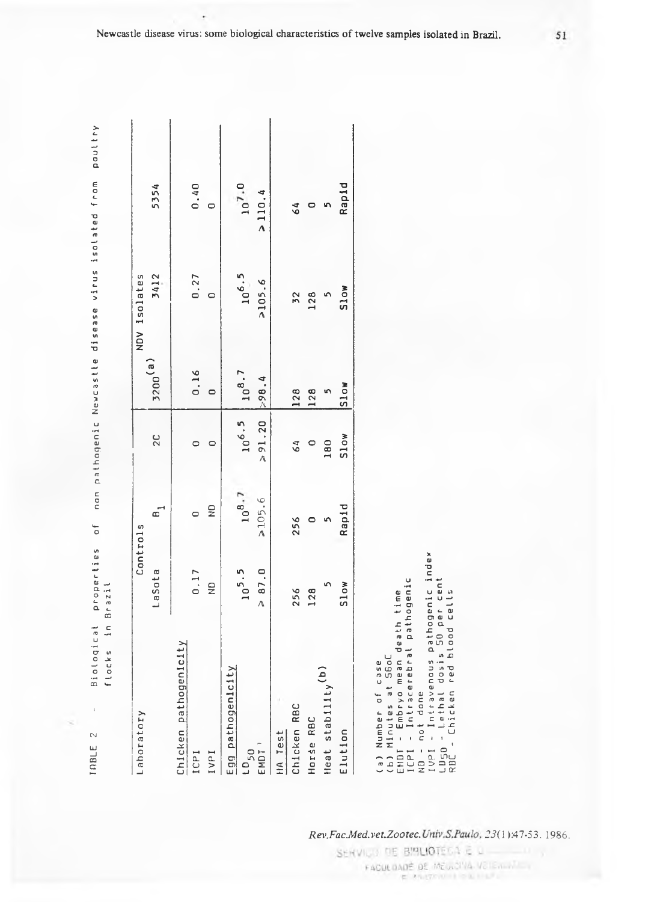TABLE 2 - Biological properties of non pathogenic Newcastle disease virus isolated from poultry flocks in Brazil

| Laboratory | Controls | | | NDV isolates | | |
|---|---|---|---|---|---|---|
| | LaSota | $B_1$ | 2C | 3200[(a)] | 3412 | 5354 |
| **Chicken pathogenicity** | | | | | | |
| ICPI | 0.17 | 0 | 0 | 0.16 | 0.27 | 0.40 |
| IVPI | ND | ND | 0 | 0 | 0 | 0 |
| **Egg pathogenicity** | | | | | | |
| $LD_{50}$ | $10^{5.5}$ | $10^{8.7}$ | $10^{6.5}$ | $10^{8.7}$ | $10^{6.5}$ | $10^{7.0}$ |
| EMDT | ≥ 87.0 | ≥105.6 | ≥91.20 | ≥98.4 | ≥105.6 | ≥110.4 |
| **HA Test** | | | | | | |
| Chicken RBC | 256 | 256 | 64 | 128 | 32 | 64 |
| Horse RBC | 128 | 0 | 0 | 128 | 128 | 0 |
| Heat stability[(b)] | 5 | 5 | 180 | 5 | 5 | 5 |
| Elution | Slow | Rapid | Slow | Slow | Slow | Rapid |

(a) Number of case
(b) Minutes at 56oC
EMDT - Embryo mean death time
ICPI - Intracerebral pathogenic
ND - not done
IVPI - Intravenous pathogenic index
$LD_{50}$ - Lethal dosis 50 per cent
RBC - Chicken red blood cells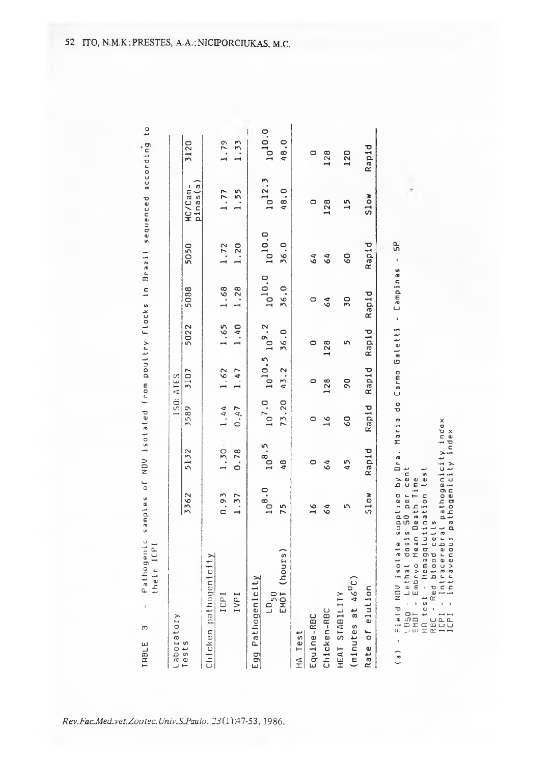TABLE 3 - Pathogenic samples of NDV isolated from poultry flocks in Brazil sequenced according to their ICPI

| Laboratory Tests | ISOLATES | | | | | | | | |
|---|---|---|---|---|---|---|---|---|---|
| | 3362 | 5132 | 3589 | 3107 | 5022 | 5088 | 5050 | MC/Campinas(a) | 3120 |
| Chicken pathogenicity | | | | | | | | | |
| ICPI | 0.93 | 1.30 | 1.44 | 1.62 | 1.65 | 1.68 | 1.72 | 1.77 | 1.79 |
| IVPI | 1.37 | 0.78 | 0.47 | 1.47 | 1.40 | 1.28 | 1.20 | 1.55 | 1.33 |
| Egg Pathogenicity | | | | | | | | | |
| $LD_{50}$ | $10^{8.0}$ | $10^{8.5}$ | $10^{7.0}$ | $10^{10.5}$ | $10^{9.2}$ | $10^{10.0}$ | $10^{10.0}$ | $10^{12.3}$ | $10^{10.0}$ |
| EMDT (hours) | 75 | 48 | 73.20 | 43.2 | 36.0 | 36.0 | 36.0 | 48.0 | 48.0 |
| HA Test | | | | | | | | | |
| Equine-RBC | 16 | 0 | 0 | 0 | 0 | 0 | 64 | 0 | 0 |
| Chicken-RBC | 64 | 64 | 16 | 128 | 128 | 64 | 64 | 128 | 128 |
| HEAT STABILITY (minutes at $46^{0}C$) | 5 | 45 | 60 | 90 | 5 | 30 | 60 | 15 | 120 |
| Rate of elution | Slow | Rapid | Rapid | Rapid | Rapid | Rapid | Rapid | Slow | Rapid |

(a) - Field NDV isolate supplied by Dra. Maria do Carmo Galetti - Campinas - SP
LD50 - Lethal dosis 50 per cent
EMDT - Embryo Mean Death Time
HA test - Hemagglutination test
RBC - Red blood cells
ICPI - Intracerebral pathogenicity index
ICPI - intravenous pathogenicity index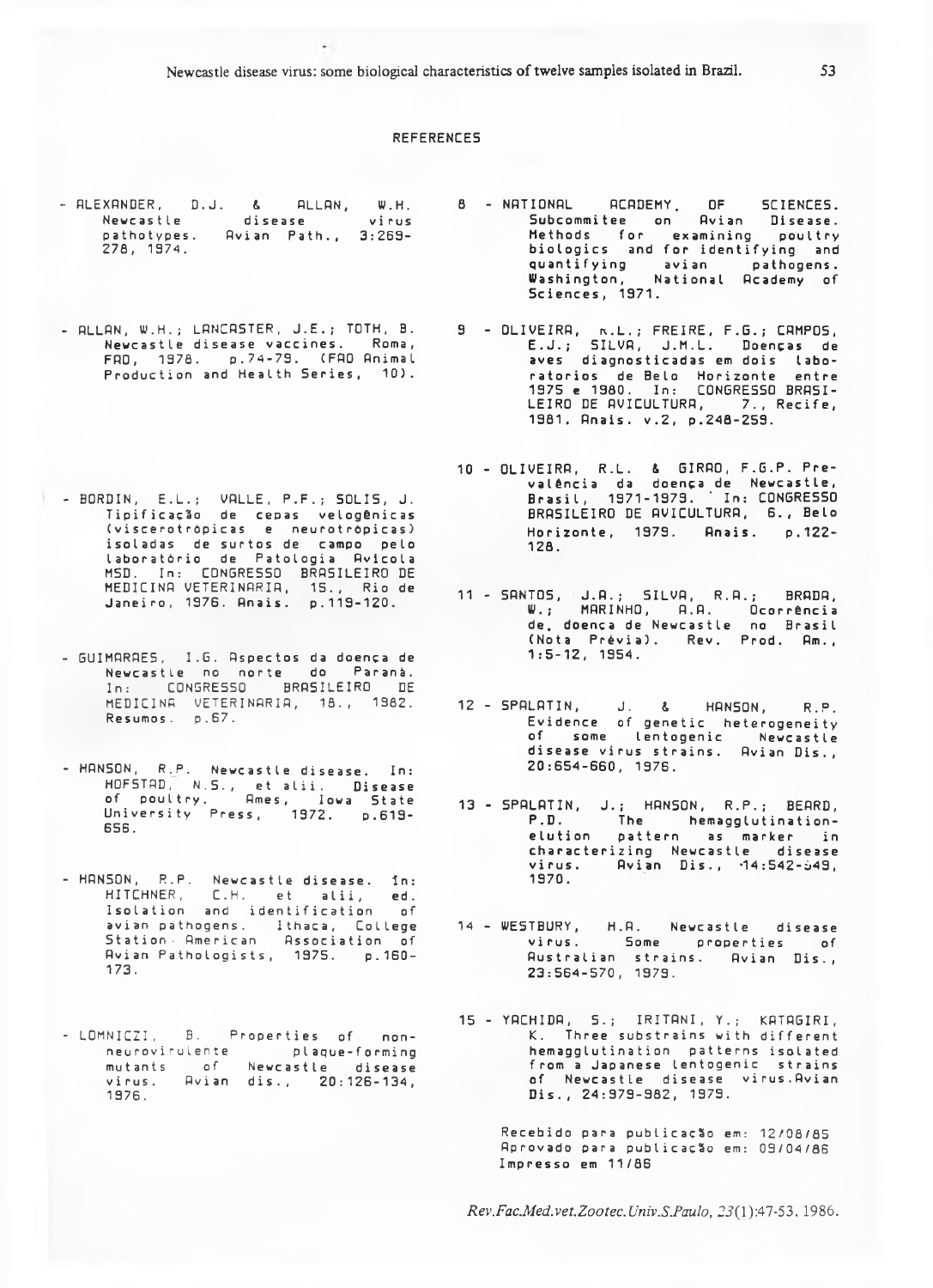## REFERENCES

1 - ALEXANDER, D.J. & ALLAN, W.H. Newcastle disease virus pathotypes. Avian Path., 3:269-278, 1974.

2 - ALLAN, W.H.; LANCASTER, J.E.; TOTH, B. Newcastle disease vaccines. Roma, FAO, 1978. p.74-79. (FAO Animal Production and Health Series, 10).

3 - BORDIN, E.L.; VALLE, P.F.; SOLIS, J. Tipificação de cepas velogênicas (viscerotrópicas e neurotrópicas) isoladas de surtos de campo pelo laboratório de Patologia Avícola MSD. In: CONGRESSO BRASILEIRO DE MEDICINA VETERINARIA, 15., Rio de Janeiro, 1976. Anais. p.119-120.

4 - GUIMARAES, I.G. Aspectos da doença de Newcastle no norte do Paraná. In: CONGRESSO BRASILEIRO DE MEDICINA VETERINARIA, 18., 1982. Resumos. p.67.

5 - HANSON, R.P. Newcastle disease. In: HOFSTAD, N.S., et alii. Disease of poultry. Ames, Iowa State University Press, 1972. p.619-656.

6 - HANSON, R.P. Newcastle disease. In: HITCHNER, C.H. et alii, ed. Isolation and identification of avian pathogens. Ithaca, College Station American Association of Avian Pathologists, 1975. p.160-173.

7 - LOMNICZI, B. Properties of non-neurovirulente plaque-forming mutants of Newcastle disease virus. Avian dis., 20:126-134, 1976.

8 - NATIONAL ACADEMY OF SCIENCES. Subcommitee on Avian Disease. Methods for examining poultry biologics and for identifying and quantifying avian pathogens. Washington, National Academy of Sciences, 1971.

9 - OLIVEIRA, R.L.; FREIRE, F.G.; CAMPOS, E.J.; SILVA, J.M.L. Doenças de aves diagnosticadas em dois laboratorios de Belo Horizonte entre 1975 e 1980. In: CONGRESSO BRASILEIRO DE AVICULTURA, 7., Recife, 1981. Anais. v.2, p.248-259.

10 - OLIVEIRA, R.L. & GIRAO, F.G.P. Prevalência da doença de Newcastle, Brasil, 1971-1979. In: CONGRESSO BRASILEIRO DE AVICULTURA, 6., Belo Horizonte, 1979. Anais. p.122-128.

11 - SANTOS, J.A.; SILVA, R.A.; BRADA, W.; MARINHO, A.A. Ocorrência de doença de Newcastle no Brasil (Nota Prévia). Rev. Prod. Am., 1:5-12, 1954.

12 - SPALATIN, J. & HANSON, R.P. Evidence of genetic heterogeneity of some lentogenic Newcastle disease virus strains. Avian Dis., 20:654-660, 1976.

13 - SPALATIN, J.; HANSON, R.P.; BEARD, P.D. The hemagglutination-elution pattern as marker in characterizing Newcastle disease virus. Avian Dis., 14:542-549, 1970.

14 - WESTBURY, H.A. Newcastle disease virus. Some properties of Australian strains. Avian Dis., 23:564-570, 1979.

15 - YACHIDA, S.; IRITANI, Y.; KATAGIRI, K. Three substrains with different hemagglutination patterns isolated from a Japanese lentogenic strains of Newcastle disease virus. Avian Dis., 24:979-982, 1979.

Recebido para publicação em: 12/08/85
Aprovado para publicação em: 09/04/86
Impresso em 11/86